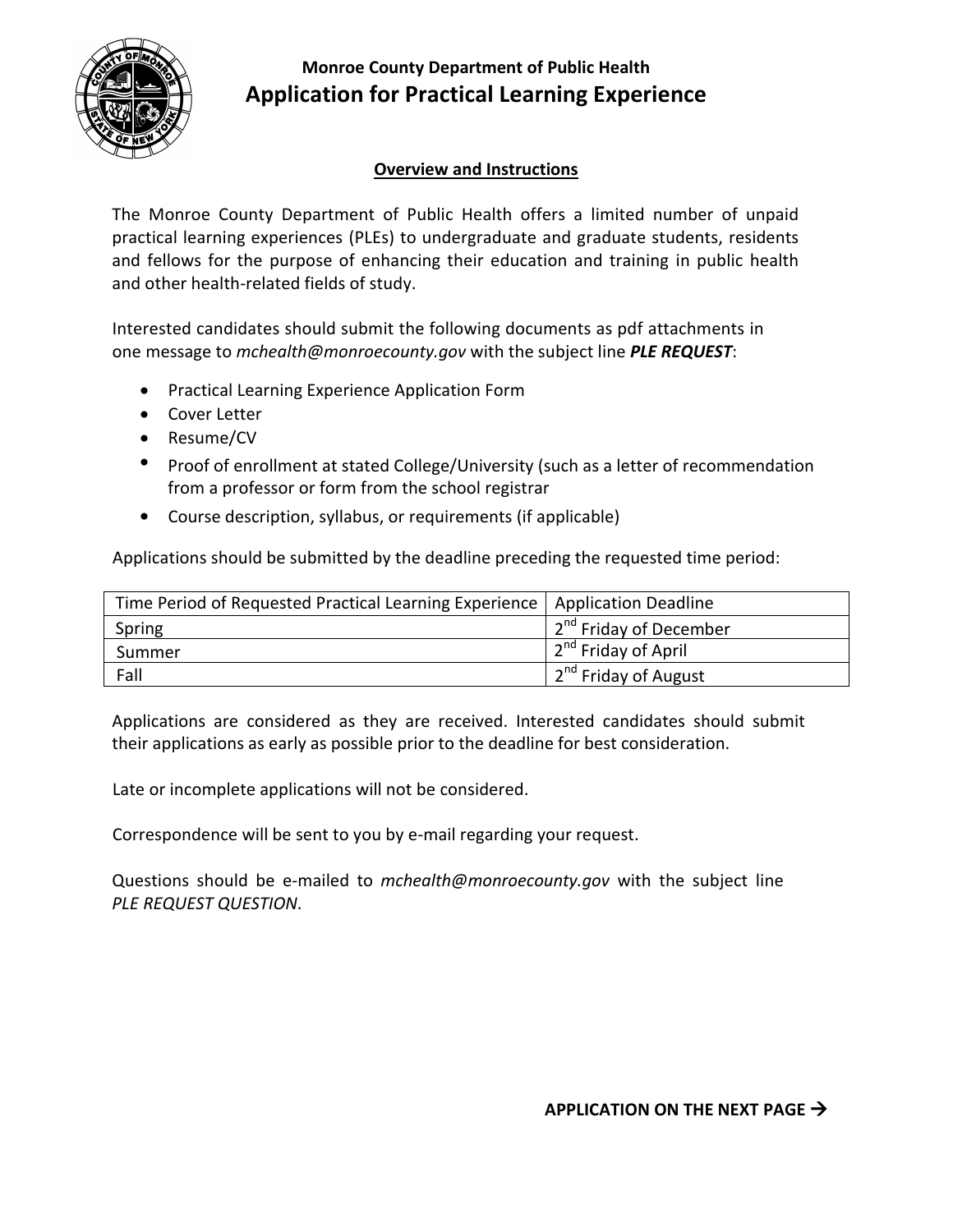## Monroe County Department of Public Health

# Application for Practical Learning Experience

### Overview and Instructions

The Monroe County Department of Public Health offers a limited number of unpaid practical learning experiences (PLEs) to undergraduate and graduate students, residents and fellows for the purpose of enhancing their education and training in public health and other health-related fields of study.

Interested candidates should submit the following documents as pdf attachments in one message to *mchealth@monroecounty.gov* with the subject line ***PLE REQUEST***:

- Practical Learning Experience Application Form
- Cover Letter
- Resume/CV
- Proof of enrollment at stated College/University (such as a letter of recommendation from a professor or form from the school registrar
- Course description, syllabus, or requirements (if applicable)

Applications should be submitted by the deadline preceding the requested time period:

| Time Period of Requested Practical Learning Experience | Application Deadline |
|---|---|
| Spring | 2nd Friday of December |
| Summer | 2nd Friday of April |
| Fall | 2nd Friday of August |

Applications are considered as they are received. Interested candidates should submit their applications as early as possible prior to the deadline for best consideration.

Late or incomplete applications will not be considered.

Correspondence will be sent to you by e-mail regarding your request.

Questions should be e-mailed to *mchealth@monroecounty.gov* with the subject line *PLE REQUEST QUESTION*.

**APPLICATION ON THE NEXT PAGE →**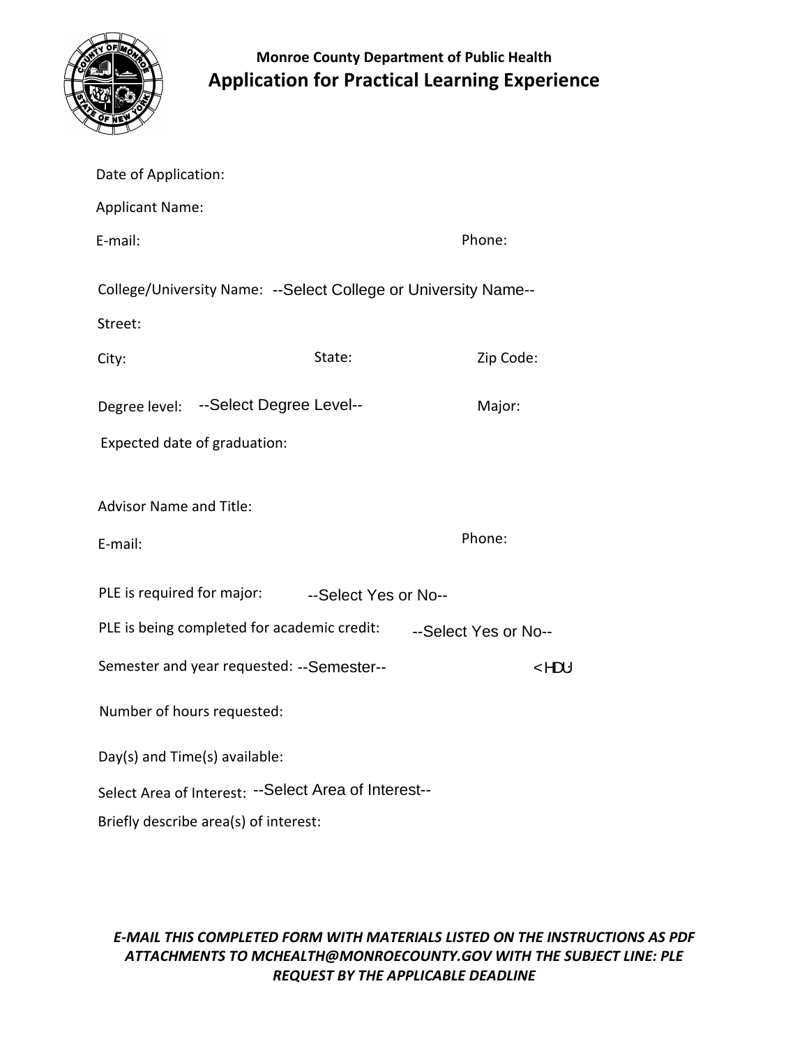Monroe County Department of Public Health

# Application for Practical Learning Experience

Date of Application:

Applicant Name:

E-mail: Phone:

College/University Name: --Select College or University Name--

Street:

City: State: Zip Code:

Degree level: --Select Degree Level-- Major:

Expected date of graduation:

Advisor Name and Title:

E-mail: Phone:

PLE is required for major: --Select Yes or No--

PLE is being completed for academic credit: --Select Yes or No--

Semester and year requested: --Semester-- <HDU

Number of hours requested:

Day(s) and Time(s) available:

Select Area of Interest: --Select Area of Interest--

Briefly describe area(s) of interest:

***E-MAIL THIS COMPLETED FORM WITH MATERIALS LISTED ON THE INSTRUCTIONS AS PDF ATTACHMENTS TO MCHEALTH@MONROECOUNTY.GOV WITH THE SUBJECT LINE: PLE REQUEST BY THE APPLICABLE DEADLINE***